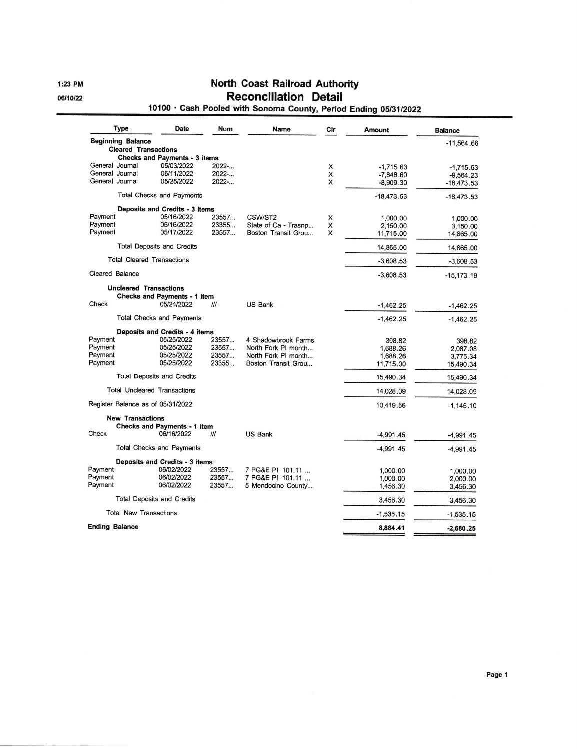1:23 PM

06/10/22

# North Coast Railroad Authority
## Reconciliation Detail
### 10100 · Cash Pooled with Sonoma County, Period Ending 05/31/2022

| Type | Date | Num | Name | Clr | Amount | Balance |
|---|---|---|---|---|---|---|
| **Beginning Balance** | | | | | | -11,564.66 |
| **Cleared Transactions** | | | | | | |
| **Checks and Payments - 3 items** | | | | | | |
| General Journal | 05/03/2022 | 2022-... | | X | -1,715.63 | -1,715.63 |
| General Journal | 05/11/2022 | 2022-... | | X | -7,848.60 | -9,564.23 |
| General Journal | 05/25/2022 | 2022-... | | X | -8,909.30 | -18,473.53 |
| Total Checks and Payments | | | | | -18,473.53 | -18,473.53 |
| **Deposits and Credits - 3 items** | | | | | | |
| Payment | 05/16/2022 | 23557... | CSW/ST2 | X | 1,000.00 | 1,000.00 |
| Payment | 05/16/2022 | 23355... | State of Ca - Trasnp... | X | 2,150.00 | 3,150.00 |
| Payment | 05/17/2022 | 23557... | Boston Transit Grou... | X | 11,715.00 | 14,865.00 |
| Total Deposits and Credits | | | | | 14,865.00 | 14,865.00 |
| Total Cleared Transactions | | | | | -3,608.53 | -3,608.53 |
| Cleared Balance | | | | | -3,608.53 | -15,173.19 |
| **Uncleared Transactions** | | | | | | |
| **Checks and Payments - 1 item** | | | | | | |
| Check | 05/24/2022 | /// | US Bank | | -1,462.25 | -1,462.25 |
| Total Checks and Payments | | | | | -1,462.25 | -1,462.25 |
| **Deposits and Credits - 4 items** | | | | | | |
| Payment | 05/25/2022 | 23557... | 4 Shadowbrook Farms | | 398.82 | 398.82 |
| Payment | 05/25/2022 | 23557... | North Fork Pl month... | | 1,688.26 | 2,087.08 |
| Payment | 05/25/2022 | 23557... | North Fork Pl month... | | 1,688.26 | 3,775.34 |
| Payment | 05/25/2022 | 23355... | Boston Transit Grou... | | 11,715.00 | 15,490.34 |
| Total Deposits and Credits | | | | | 15,490.34 | 15,490.34 |
| Total Uncleared Transactions | | | | | 14,028.09 | 14,028.09 |
| Register Balance as of 05/31/2022 | | | | | 10,419.56 | -1,145.10 |
| **New Transactions** | | | | | | |
| **Checks and Payments - 1 item** | | | | | | |
| Check | 06/16/2022 | /// | US Bank | | -4,991.45 | -4,991.45 |
| Total Checks and Payments | | | | | -4,991.45 | -4,991.45 |
| **Deposits and Credits - 3 items** | | | | | | |
| Payment | 06/02/2022 | 23557... | 7 PG&E PI 101.11 ... | | 1,000.00 | 1,000.00 |
| Payment | 06/02/2022 | 23557... | 7 PG&E PI 101.11 ... | | 1,000.00 | 2,000.00 |
| Payment | 06/02/2022 | 23557... | 5 Mendocino County... | | 1,456.30 | 3,456.30 |
| Total Deposits and Credits | | | | | 3,456.30 | 3,456.30 |
| Total New Transactions | | | | | -1,535.15 | -1,535.15 |
| **Ending Balance** | | | | | **8,884.41** | **-2,680.25** |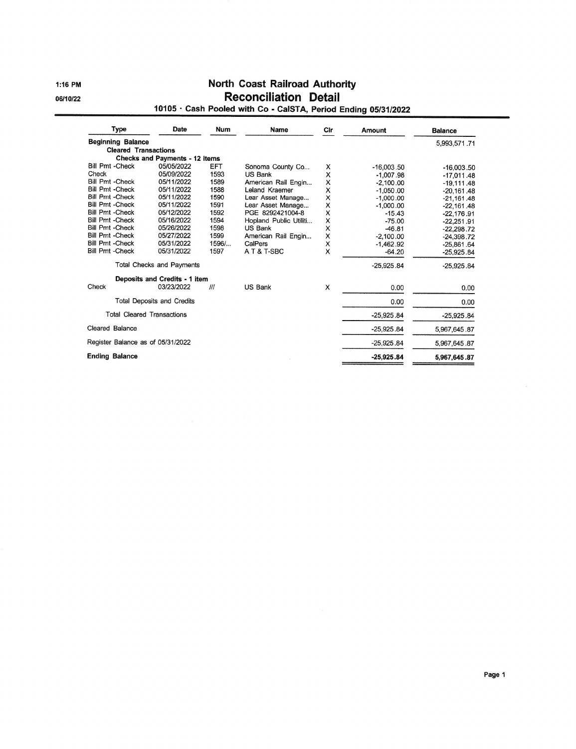1:16 PM

06/10/22

# North Coast Railroad Authority
## Reconciliation Detail
### 10105 · Cash Pooled with Co - CalSTA, Period Ending 05/31/2022

| Type | Date | Num | Name | Clr | Amount | Balance |
|---|---|---|---|---|---|---|
| **Beginning Balance** | | | | | | 5,993,571.71 |
| **Cleared Transactions** | | | | | | |
| **Checks and Payments - 12 items** | | | | | | |
| Bill Pmt -Check | 05/05/2022 | EFT | Sonoma County Co... | X | -16,003.50 | -16,003.50 |
| Check | 05/09/2022 | 1593 | US Bank | X | -1,007.98 | -17,011.48 |
| Bill Pmt -Check | 05/11/2022 | 1589 | American Rail Engin... | X | -2,100.00 | -19,111.48 |
| Bill Pmt -Check | 05/11/2022 | 1588 | Leland Kraemer | X | -1,050.00 | -20,161.48 |
| Bill Pmt -Check | 05/11/2022 | 1590 | Lear Asset Manage... | X | -1,000.00 | -21,161.48 |
| Bill Pmt -Check | 05/11/2022 | 1591 | Lear Asset Manage... | X | -1,000.00 | -22,161.48 |
| Bill Pmt -Check | 05/12/2022 | 1592 | PGE 8292421004-8 | X | -15.43 | -22,176.91 |
| Bill Pmt -Check | 05/16/2022 | 1594 | Hopland Public Utiliti... | X | -75.00 | -22,251.91 |
| Bill Pmt -Check | 05/26/2022 | 1598 | US Bank | X | -46.81 | -22,298.72 |
| Bill Pmt -Check | 05/27/2022 | 1599 | American Rail Engin... | X | -2,100.00 | -24,398.72 |
| Bill Pmt -Check | 05/31/2022 | 1596/... | CalPers | X | -1,462.92 | -25,861.64 |
| Bill Pmt -Check | 05/31/2022 | 1597 | A T & T-SBC | X | -64.20 | -25,925.84 |
| Total Checks and Payments | | | | | -25,925.84 | -25,925.84 |
| **Deposits and Credits - 1 item** | | | | | | |
| Check | 03/23/2022 | /// | US Bank | X | 0.00 | 0.00 |
| Total Deposits and Credits | | | | | 0.00 | 0.00 |
| Total Cleared Transactions | | | | | -25,925.84 | -25,925.84 |
| Cleared Balance | | | | | -25,925.84 | 5,967,645.87 |
| Register Balance as of 05/31/2022 | | | | | -25,925.84 | 5,967,645.87 |
| **Ending Balance** | | | | | **-25,925.84** | **5,967,645.87** |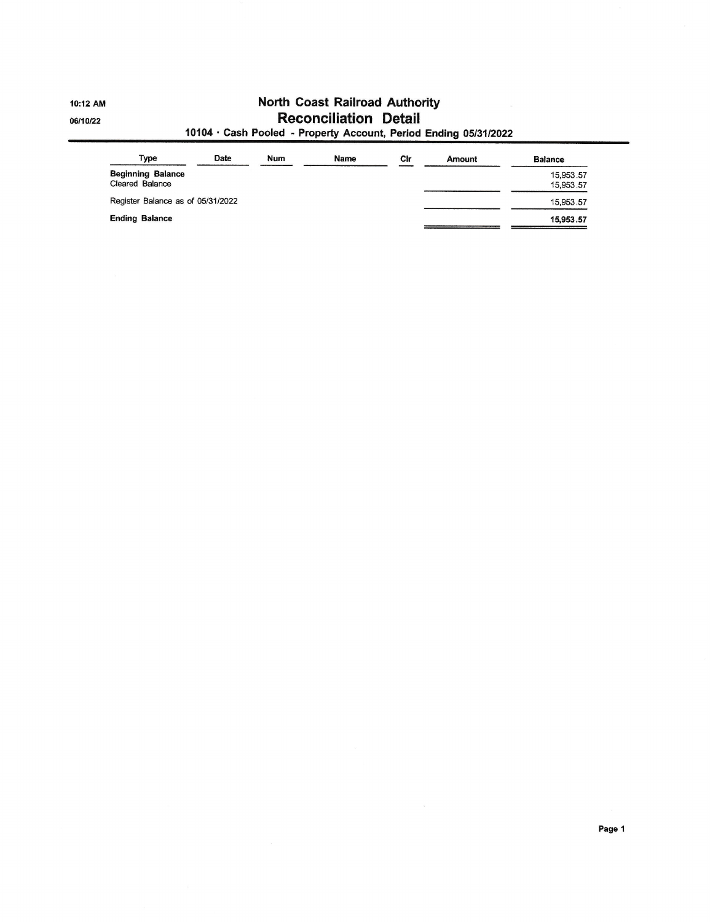10:12 AM

06/10/22

# North Coast Railroad Authority

## Reconciliation Detail

### 10104 · Cash Pooled - Property Account, Period Ending 05/31/2022

| Type | Date | Num | Name | Clr | Amount | Balance |
|---|---|---|---|---|---|---|
| **Beginning Balance** | | | | | | 15,953.57 |
| Cleared Balance | | | | | | 15,953.57 |
| Register Balance as of 05/31/2022 | | | | | | 15,953.57 |
| **Ending Balance** | | | | | | **15,953.57** |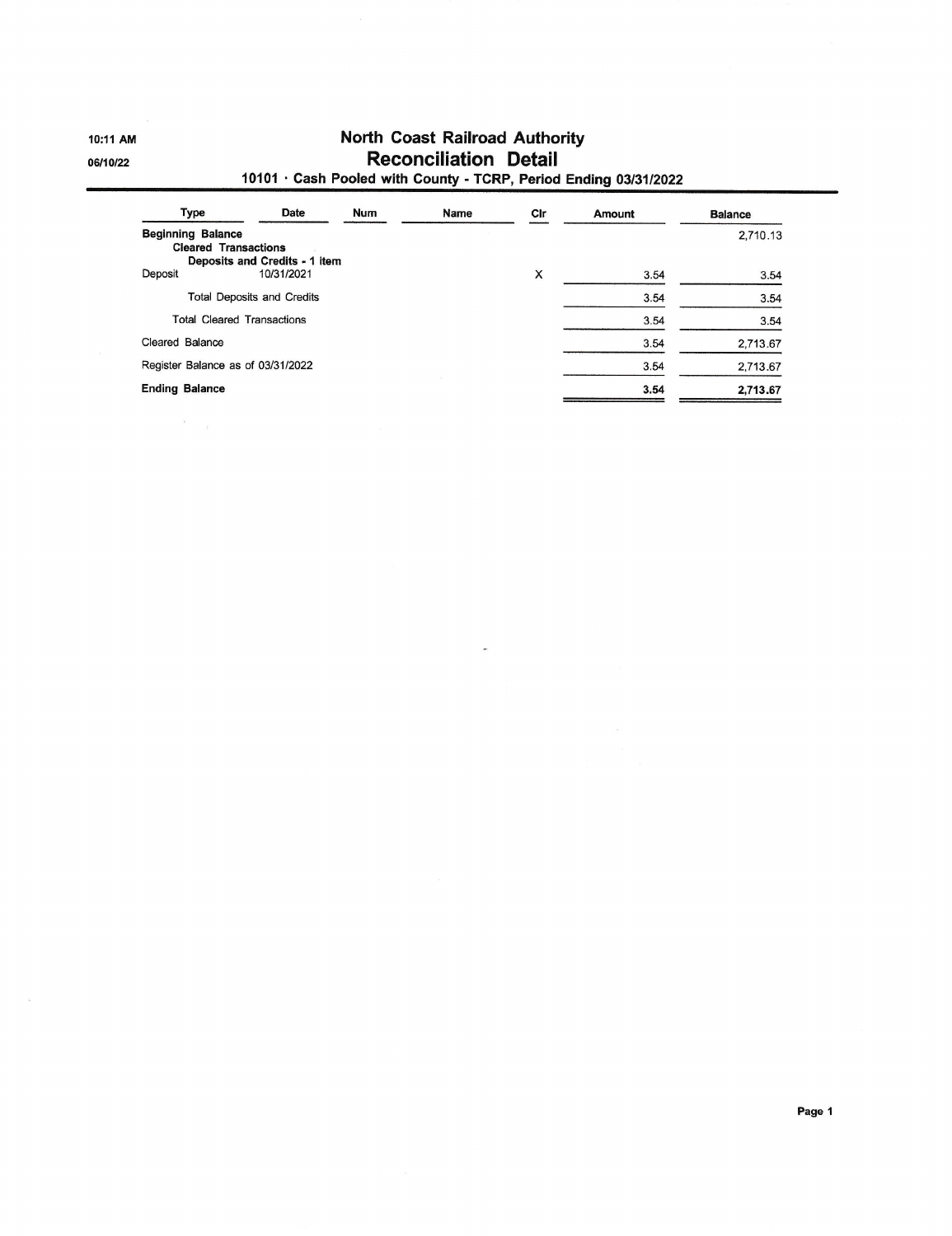10:11 AM

06/10/22

# North Coast Railroad Authority
## Reconciliation Detail
### 10101 · Cash Pooled with County - TCRP, Period Ending 03/31/2022

| Type | Date | Num | Name | Clr | Amount | Balance |
|---|---|---|---|---|---|---|
| **Beginning Balance** | | | | | | 2,710.13 |
| **Cleared Transactions** | | | | | | |
| **Deposits and Credits - 1 item** | | | | | | |
| Deposit | 10/31/2021 | | | X | 3.54 | 3.54 |
| Total Deposits and Credits | | | | | 3.54 | 3.54 |
| Total Cleared Transactions | | | | | 3.54 | 3.54 |
| Cleared Balance | | | | | 3.54 | 2,713.67 |
| Register Balance as of 03/31/2022 | | | | | 3.54 | 2,713.67 |
| **Ending Balance** | | | | | **3.54** | **2,713.67** |